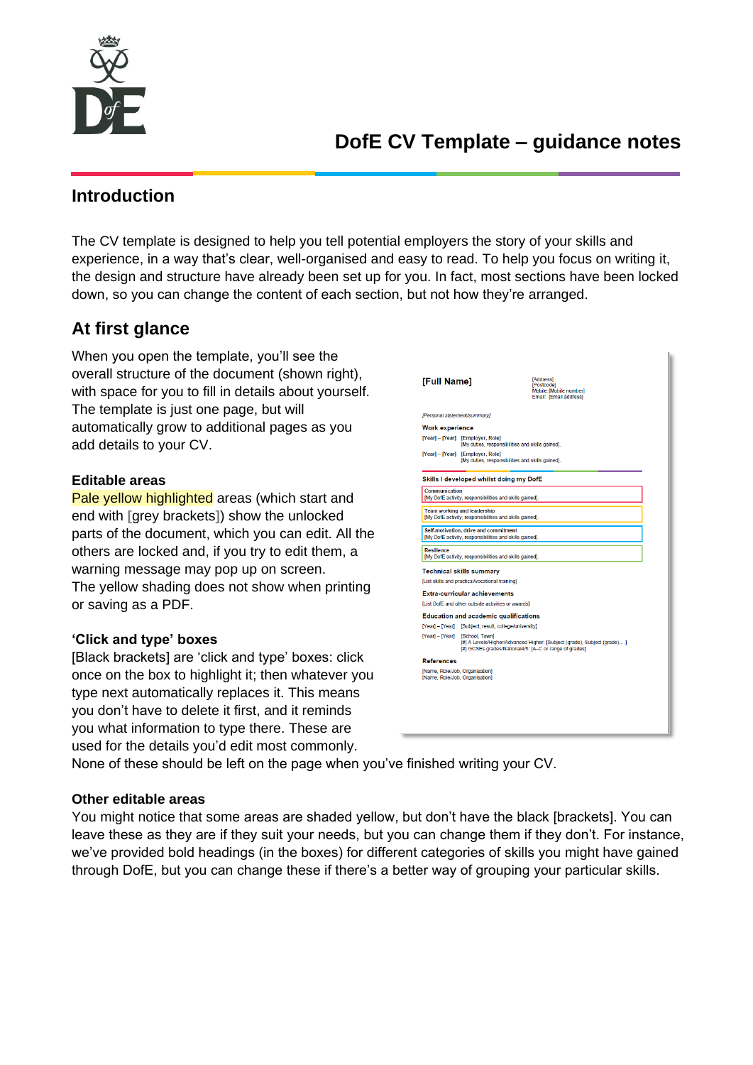# DofE CV Template – guidance notes

## Introduction

The CV template is designed to help you tell potential employers the story of your skills and experience, in a way that's clear, well-organised and easy to read. To help you focus on writing it, the design and structure have already been set up for you. In fact, most sections have been locked down, so you can change the content of each section, but not how they're arranged.

## At first glance

When you open the template, you'll see the overall structure of the document (shown right), with space for you to fill in details about yourself. The template is just one page, but will automatically grow to additional pages as you add details to your CV.

### Editable areas

Pale yellow highlighted areas (which start and end with [grey brackets]) show the unlocked parts of the document, which you can edit. All the others are locked and, if you try to edit them, a warning message may pop up on screen. The yellow shading does not show when printing or saving as a PDF.

### 'Click and type' boxes

[Black brackets] are 'click and type' boxes: click once on the box to highlight it; then whatever you type next automatically replaces it. This means you don't have to delete it first, and it reminds you what information to type there. These are used for the details you'd edit most commonly. None of these should be left on the page when you've finished writing your CV.

### Other editable areas

You might notice that some areas are shaded yellow, but don't have the black [brackets]. You can leave these as they are if they suit your needs, but you can change them if they don't. For instance, we've provided bold headings (in the boxes) for different categories of skills you might have gained through DofE, but you can change these if there's a better way of grouping your particular skills.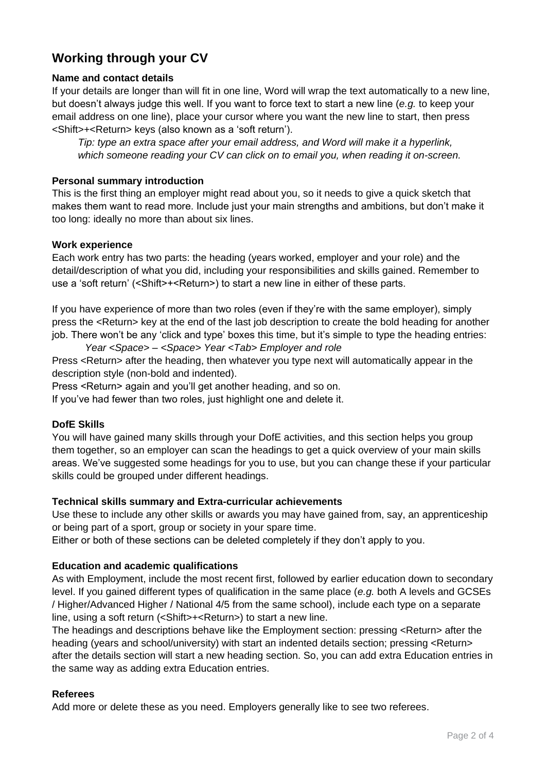## Working through your CV

**Name and contact details**

If your details are longer than will fit in one line, Word will wrap the text automatically to a new line, but doesn't always judge this well. If you want to force text to start a new line (*e.g.* to keep your email address on one line), place your cursor where you want the new line to start, then press <Shift>+<Return> keys (also known as a 'soft return').

> *Tip: type an extra space after your email address, and Word will make it a hyperlink, which someone reading your CV can click on to email you, when reading it on-screen.*

**Personal summary introduction**

This is the first thing an employer might read about you, so it needs to give a quick sketch that makes them want to read more. Include just your main strengths and ambitions, but don't make it too long: ideally no more than about six lines.

**Work experience**

Each work entry has two parts: the heading (years worked, employer and your role) and the detail/description of what you did, including your responsibilities and skills gained. Remember to use a 'soft return' (<Shift>+<Return>) to start a new line in either of these parts.

If you have experience of more than two roles (even if they're with the same employer), simply press the <Return> key at the end of the last job description to create the bold heading for another job. There won't be any 'click and type' boxes this time, but it's simple to type the heading entries:

> *Year <Space> – <Space> Year <Tab> Employer and role*

Press <Return> after the heading, then whatever you type next will automatically appear in the description style (non-bold and indented).
Press <Return> again and you'll get another heading, and so on.
If you've had fewer than two roles, just highlight one and delete it.

**DofE Skills**

You will have gained many skills through your DofE activities, and this section helps you group them together, so an employer can scan the headings to get a quick overview of your main skills areas. We've suggested some headings for you to use, but you can change these if your particular skills could be grouped under different headings.

**Technical skills summary and Extra-curricular achievements**

Use these to include any other skills or awards you may have gained from, say, an apprenticeship or being part of a sport, group or society in your spare time.
Either or both of these sections can be deleted completely if they don't apply to you.

**Education and academic qualifications**

As with Employment, include the most recent first, followed by earlier education down to secondary level. If you gained different types of qualification in the same place (*e.g.* both A levels and GCSEs / Higher/Advanced Higher / National 4/5 from the same school), include each type on a separate line, using a soft return (<Shift>+<Return>) to start a new line.
The headings and descriptions behave like the Employment section: pressing <Return> after the heading (years and school/university) with start an indented details section; pressing <Return> after the details section will start a new heading section. So, you can add extra Education entries in the same way as adding extra Education entries.

**Referees**

Add more or delete these as you need. Employers generally like to see two referees.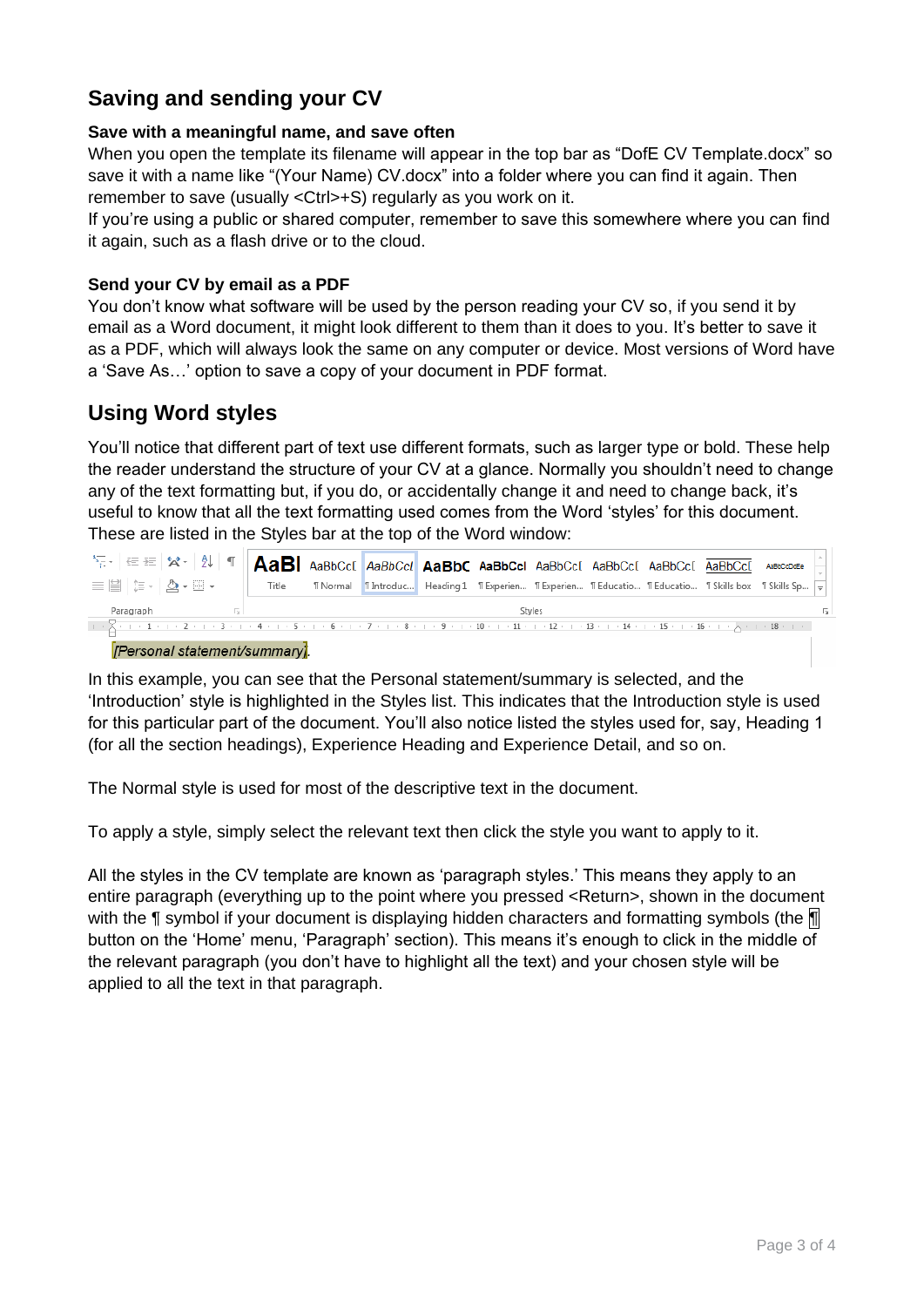## Saving and sending your CV

**Save with a meaningful name, and save often**

When you open the template its filename will appear in the top bar as "DofE CV Template.docx" so save it with a name like "(Your Name) CV.docx" into a folder where you can find it again. Then remember to save (usually <Ctrl>+S) regularly as you work on it.

If you're using a public or shared computer, remember to save this somewhere where you can find it again, such as a flash drive or to the cloud.

**Send your CV by email as a PDF**

You don't know what software will be used by the person reading your CV so, if you send it by email as a Word document, it might look different to them than it does to you. It's better to save it as a PDF, which will always look the same on any computer or device. Most versions of Word have a 'Save As…' option to save a copy of your document in PDF format.

## Using Word styles

You'll notice that different part of text use different formats, such as larger type or bold. These help the reader understand the structure of your CV at a glance. Normally you shouldn't need to change any of the text formatting but, if you do, or accidentally change it and need to change back, it's useful to know that all the text formatting used comes from the Word 'styles' for this document. These are listed in the Styles bar at the top of the Word window:

*[Personal statement/summary]*

In this example, you can see that the Personal statement/summary is selected, and the 'Introduction' style is highlighted in the Styles list. This indicates that the Introduction style is used for this particular part of the document. You'll also notice listed the styles used for, say, Heading 1 (for all the section headings), Experience Heading and Experience Detail, and so on.

The Normal style is used for most of the descriptive text in the document.

To apply a style, simply select the relevant text then click the style you want to apply to it.

All the styles in the CV template are known as 'paragraph styles.' This means they apply to an entire paragraph (everything up to the point where you pressed <Return>, shown in the document with the ¶ symbol if your document is displaying hidden characters and formatting symbols (the ¶ button on the 'Home' menu, 'Paragraph' section). This means it's enough to click in the middle of the relevant paragraph (you don't have to highlight all the text) and your chosen style will be applied to all the text in that paragraph.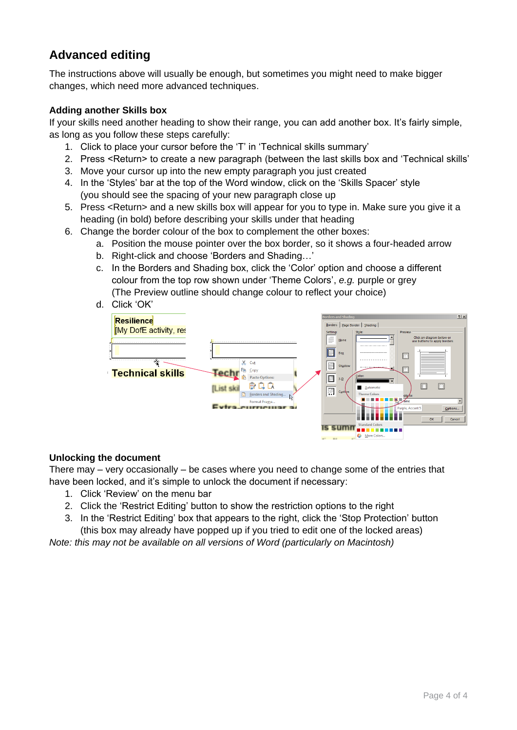## Advanced editing

The instructions above will usually be enough, but sometimes you might need to make bigger changes, which need more advanced techniques.

**Adding another Skills box**

If your skills need another heading to show their range, you can add another box. It's fairly simple, as long as you follow these steps carefully:

1. Click to place your cursor before the 'T' in 'Technical skills summary'
2. Press <Return> to create a new paragraph (between the last skills box and 'Technical skills'
3. Move your cursor up into the new empty paragraph you just created
4. In the 'Styles' bar at the top of the Word window, click on the 'Skills Spacer' style (you should see the spacing of your new paragraph close up
5. Press <Return> and a new skills box will appear for you to type in. Make sure you give it a heading (in bold) before describing your skills under that heading
6. Change the border colour of the box to complement the other boxes:
    a. Position the mouse pointer over the box border, so it shows a four-headed arrow
    b. Right-click and choose 'Borders and Shading…'
    c. In the Borders and Shading box, click the 'Color' option and choose a different colour from the top row shown under 'Theme Colors', *e.g.* purple or grey (The Preview outline should change colour to reflect your choice)
    d. Click 'OK'

**Unlocking the document**

There may – very occasionally – be cases where you need to change some of the entries that have been locked, and it's simple to unlock the document if necessary:

1. Click 'Review' on the menu bar
2. Click the 'Restrict Editing' button to show the restriction options to the right
3. In the 'Restrict Editing' box that appears to the right, click the 'Stop Protection' button (this box may already have popped up if you tried to edit one of the locked areas)

*Note: this may not be available on all versions of Word (particularly on Macintosh)*